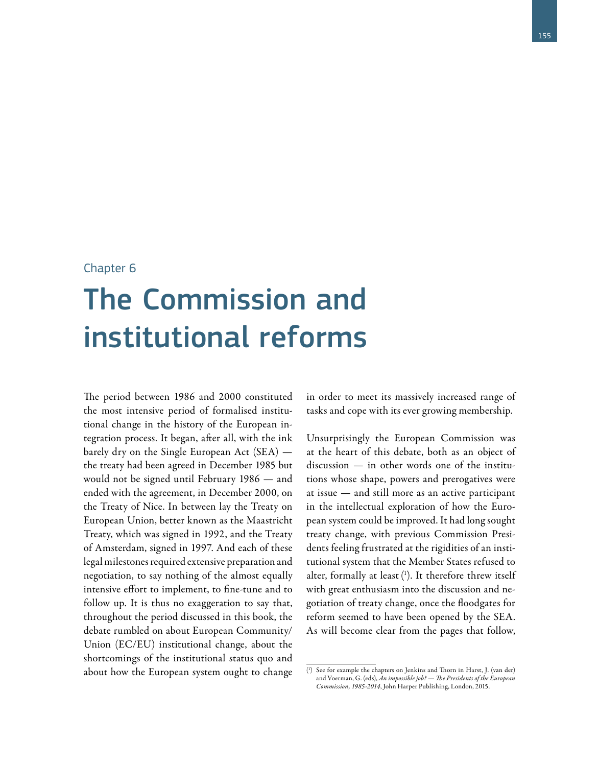Chapter 6

# The Commission and institutional reforms

The period between 1986 and 2000 constituted the most intensive period of formalised institutional change in the history of the European integration process. It began, after all, with the ink barely dry on the Single European Act (SEA) — the treaty had been agreed in December 1985 but would not be signed until February 1986 — and ended with the agreement, in December 2000, on the Treaty of Nice. In between lay the Treaty on European Union, better known as the Maastricht Treaty, which was signed in 1992, and the Treaty of Amsterdam, signed in 1997. And each of these legal milestones required extensive preparation and negotiation, to say nothing of the almost equally intensive effort to implement, to fine-tune and to follow up. It is thus no exaggeration to say that, throughout the period discussed in this book, the debate rumbled on about European Community/Union (EC/EU) institutional change, about the shortcomings of the institutional status quo and about how the European system ought to change in order to meet its massively increased range of tasks and cope with its ever growing membership.

Unsurprisingly the European Commission was at the heart of this debate, both as an object of discussion — in other words one of the institutions whose shape, powers and prerogatives were at issue — and still more as an active participant in the intellectual exploration of how the European system could be improved. It had long sought treaty change, with previous Commission Presidents feeling frustrated at the rigidities of an institutional system that the Member States refused to alter, formally at least [1]. It therefore threw itself with great enthusiasm into the discussion and negotiation of treaty change, once the floodgates for reform seemed to have been opened by the SEA. As will become clear from the pages that follow,

[1] See for example the chapters on Jenkins and Thorn in Harst, J. (van der) and Voerman, G. (eds), *An impossible job? — The Presidents of the European Commission, 1985-2014*, John Harper Publishing, London, 2015.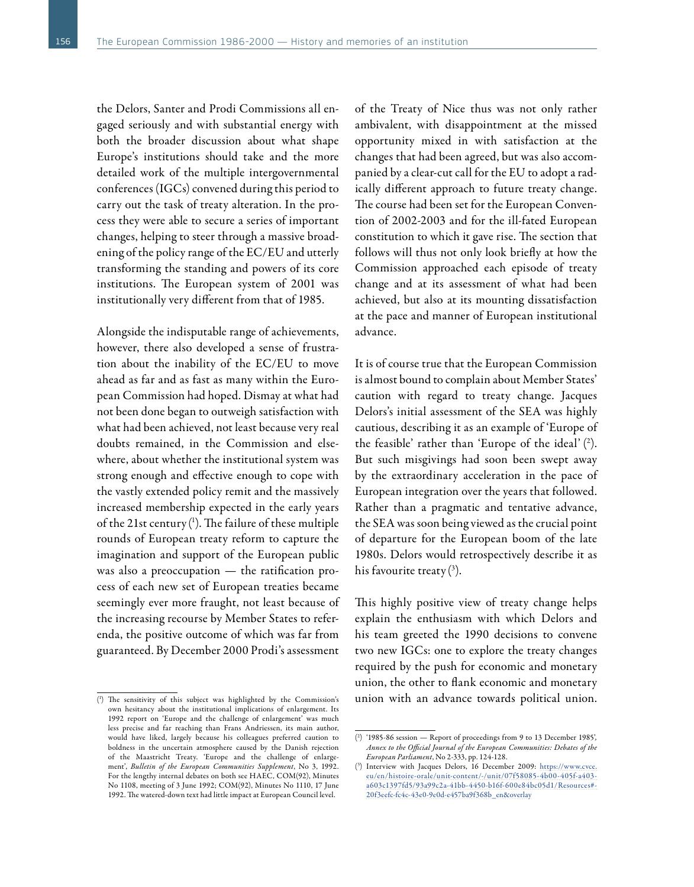the Delors, Santer and Prodi Commissions all engaged seriously and with substantial energy with both the broader discussion about what shape Europe's institutions should take and the more detailed work of the multiple intergovernmental conferences (IGCs) convened during this period to carry out the task of treaty alteration. In the process they were able to secure a series of important changes, helping to steer through a massive broadening of the policy range of the EC/EU and utterly transforming the standing and powers of its core institutions. The European system of 2001 was institutionally very different from that of 1985.

Alongside the indisputable range of achievements, however, there also developed a sense of frustration about the inability of the EC/EU to move ahead as far and as fast as many within the European Commission had hoped. Dismay at what had not been done began to outweigh satisfaction with what had been achieved, not least because very real doubts remained, in the Commission and elsewhere, about whether the institutional system was strong enough and effective enough to cope with the vastly extended policy remit and the massively increased membership expected in the early years of the 21st century [1]. The failure of these multiple rounds of European treaty reform to capture the imagination and support of the European public was also a preoccupation — the ratification process of each new set of European treaties became seemingly ever more fraught, not least because of the increasing recourse by Member States to referenda, the positive outcome of which was far from guaranteed. By December 2000 Prodi's assessment of the Treaty of Nice thus was not only rather ambivalent, with disappointment at the missed opportunity mixed in with satisfaction at the changes that had been agreed, but was also accompanied by a clear-cut call for the EU to adopt a radically different approach to future treaty change. The course had been set for the European Convention of 2002-2003 and for the ill-fated European constitution to which it gave rise. The section that follows will thus not only look briefly at how the Commission approached each episode of treaty change and at its assessment of what had been achieved, but also at its mounting dissatisfaction at the pace and manner of European institutional advance.

It is of course true that the European Commission is almost bound to complain about Member States' caution with regard to treaty change. Jacques Delors's initial assessment of the SEA was highly cautious, describing it as an example of 'Europe of the feasible' rather than 'Europe of the ideal' [2]. But such misgivings had soon been swept away by the extraordinary acceleration in the pace of European integration over the years that followed. Rather than a pragmatic and tentative advance, the SEA was soon being viewed as the crucial point of departure for the European boom of the late 1980s. Delors would retrospectively describe it as his favourite treaty [3].

This highly positive view of treaty change helps explain the enthusiasm with which Delors and his team greeted the 1990 decisions to convene two new IGCs: one to explore the treaty changes required by the push for economic and monetary union, the other to flank economic and monetary union with an advance towards political union.

---

[1] The sensitivity of this subject was highlighted by the Commission's own hesitancy about the institutional implications of enlargement. Its 1992 report on 'Europe and the challenge of enlargement' was much less precise and far reaching than Frans Andriessen, its main author, would have liked, largely because his colleagues preferred caution to boldness in the uncertain atmosphere caused by the Danish rejection of the Maastricht Treaty. 'Europe and the challenge of enlargement', *Bulletin of the European Communities Supplement*, No 3, 1992. For the lengthy internal debates on both see HAEC, COM(92), Minutes No 1108, meeting of 3 June 1992; COM(92), Minutes No 1110, 17 June 1992. The watered-down text had little impact at European Council level.

[2] '1985-86 session — Report of proceedings from 9 to 13 December 1985', *Annex to the Official Journal of the European Communities: Debates of the European Parliament*, No 2-333, pp. 124-128.

[3] Interview with Jacques Delors, 16 December 2009: https://www.cvce.eu/en/histoire-orale/unit-content/-/unit/07f58085-4b00-405f-a403-a603c1397fd5/93a99c2a-41bb-4450-b16f-600e84bc05d1/Resources#-20f3eefc-fc4c-43e0-9e0d-e457ba9f368b_en&overlay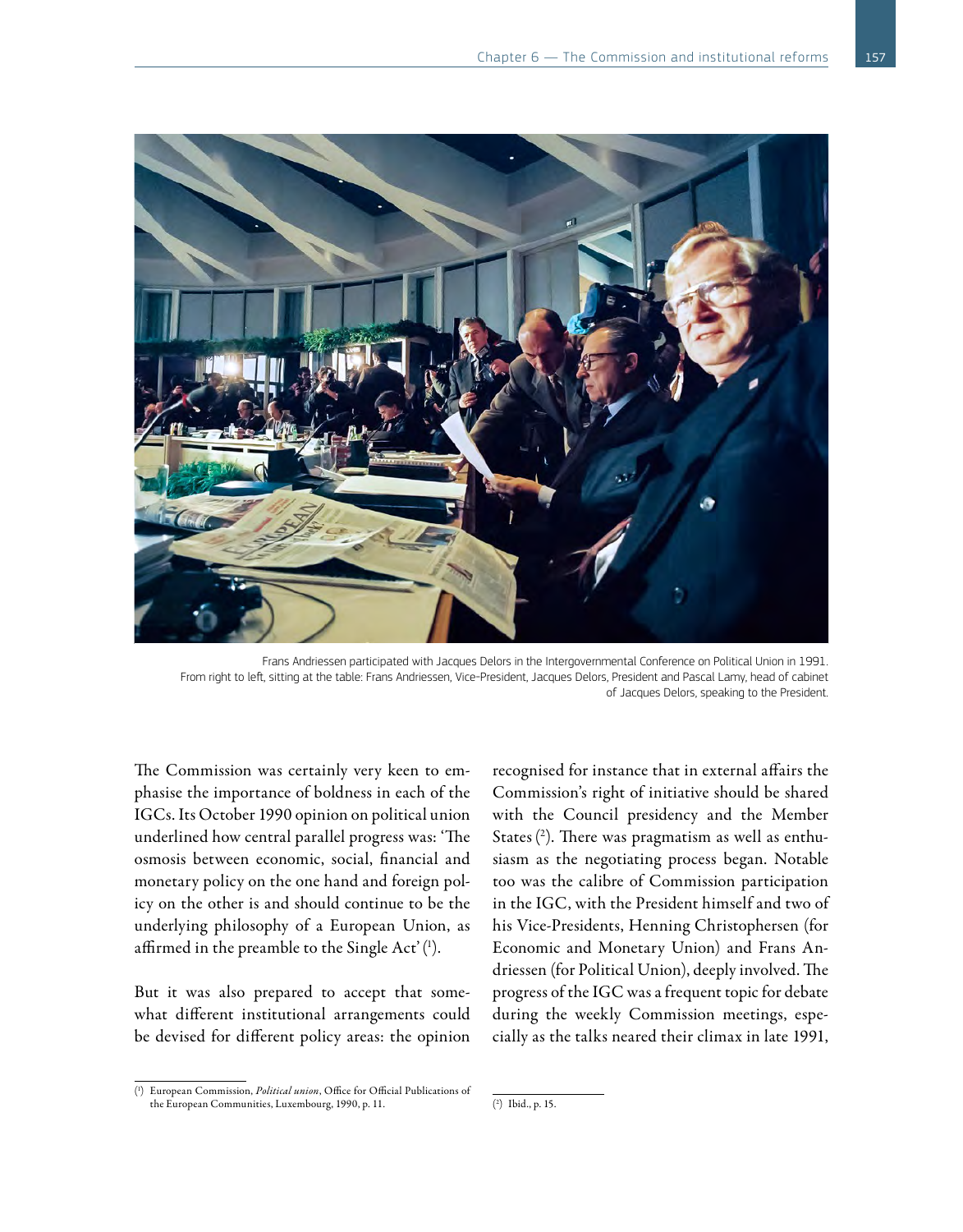Frans Andriessen participated with Jacques Delors in the Intergovernmental Conference on Political Union in 1991. From right to left, sitting at the table: Frans Andriessen, Vice-President, Jacques Delors, President and Pascal Lamy, head of cabinet of Jacques Delors, speaking to the President.

The Commission was certainly very keen to emphasise the importance of boldness in each of the IGCs. Its October 1990 opinion on political union underlined how central parallel progress was: 'The osmosis between economic, social, financial and monetary policy on the one hand and foreign policy on the other is and should continue to be the underlying philosophy of a European Union, as affirmed in the preamble to the Single Act' [1].

But it was also prepared to accept that somewhat different institutional arrangements could be devised for different policy areas: the opinion recognised for instance that in external affairs the Commission's right of initiative should be shared with the Council presidency and the Member States [2]. There was pragmatism as well as enthusiasm as the negotiating process began. Notable too was the calibre of Commission participation in the IGC, with the President himself and two of his Vice-Presidents, Henning Christophersen (for Economic and Monetary Union) and Frans Andriessen (for Political Union), deeply involved. The progress of the IGC was a frequent topic for debate during the weekly Commission meetings, especially as the talks neared their climax in late 1991,

[1] European Commission, *Political union*, Office for Official Publications of the European Communities, Luxembourg, 1990, p. 11.

[2] Ibid., p. 15.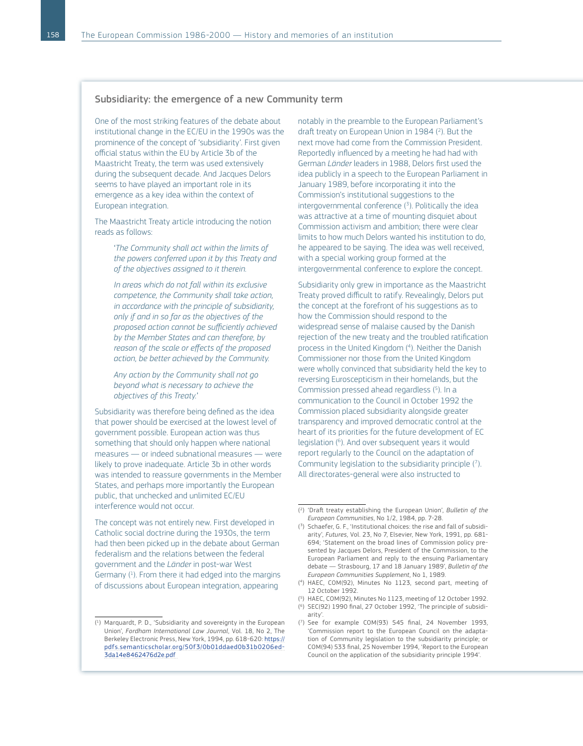## Subsidiarity: the emergence of a new Community term

One of the most striking features of the debate about institutional change in the EC/EU in the 1990s was the prominence of the concept of 'subsidiarity'. First given official status within the EU by Article 3b of the Maastricht Treaty, the term was used extensively during the subsequent decade. And Jacques Delors seems to have played an important role in its emergence as a key idea within the context of European integration.

The Maastricht Treaty article introducing the notion reads as follows:

> '*The Community shall act within the limits of the powers conferred upon it by this Treaty and of the objectives assigned to it therein.*
>
> *In areas which do not fall within its exclusive competence, the Community shall take action, in accordance with the principle of subsidiarity, only if and in so far as the objectives of the proposed action cannot be sufficiently achieved by the Member States and can therefore, by reason of the scale or effects of the proposed action, be better achieved by the Community.*
>
> *Any action by the Community shall not go beyond what is necessary to achieve the objectives of this Treaty.*'

Subsidiarity was therefore being defined as the idea that power should be exercised at the lowest level of government possible. European action was thus something that should only happen where national measures — or indeed subnational measures — were likely to prove inadequate. Article 3b in other words was intended to reassure governments in the Member States, and perhaps more importantly the European public, that unchecked and unlimited EC/EU interference would not occur.

The concept was not entirely new. First developed in Catholic social doctrine during the 1930s, the term had then been picked up in the debate about German federalism and the relations between the federal government and the *Länder* in post-war West Germany ([1]). From there it had edged into the margins of discussions about European integration, appearing notably in the preamble to the European Parliament's draft treaty on European Union in 1984 ([2]). But the next move had come from the Commission President. Reportedly influenced by a meeting he had had with German *Länder* leaders in 1988, Delors first used the idea publicly in a speech to the European Parliament in January 1989, before incorporating it into the Commission's institutional suggestions to the intergovernmental conference ([3]). Politically the idea was attractive at a time of mounting disquiet about Commission activism and ambition; there were clear limits to how much Delors wanted his institution to do, he appeared to be saying. The idea was well received, with a special working group formed at the intergovernmental conference to explore the concept.

Subsidiarity only grew in importance as the Maastricht Treaty proved difficult to ratify. Revealingly, Delors put the concept at the forefront of his suggestions as to how the Commission should respond to the widespread sense of malaise caused by the Danish rejection of the new treaty and the troubled ratification process in the United Kingdom ([4]). Neither the Danish Commissioner nor those from the United Kingdom were wholly convinced that subsidiarity held the key to reversing Euroscepticism in their homelands, but the Commission pressed ahead regardless ([5]). In a communication to the Council in October 1992 the Commission placed subsidiarity alongside greater transparency and improved democratic control at the heart of its priorities for the future development of EC legislation ([6]). And over subsequent years it would report regularly to the Council on the adaptation of Community legislation to the subsidiarity principle ([7]). All directorates-general were also instructed to

---

([1]) Marquardt, P. D., 'Subsidiarity and sovereignty in the European Union', *Fordham International Law Journal*, Vol. 18, No 2, The Berkeley Electronic Press, New York, 1994, pp. 618-620: https://pdfs.semanticscholar.org/50f3/0b01ddaed0b31b0206ed3da14e8462476d2e.pdf

([2]) 'Draft treaty establishing the European Union', *Bulletin of the European Communities*, No 1/2, 1984, pp. 7-28.

([3]) Schaefer, G. F., 'Institutional choices: the rise and fall of subsidiarity', *Futures*, Vol. 23, No 7, Elsevier, New York, 1991, pp. 681-694; 'Statement on the broad lines of Commission policy presented by Jacques Delors, President of the Commission, to the European Parliament and reply to the ensuing Parliamentary debate — Strasbourg, 17 and 18 January 1989', *Bulletin of the European Communities Supplement*, No 1, 1989.

([4]) HAEC, COM(92), Minutes No 1123, second part, meeting of 12 October 1992.

([5]) HAEC, COM(92), Minutes No 1123, meeting of 12 October 1992.

([6]) SEC(92) 1990 final, 27 October 1992, 'The principle of subsidiarity'.

([7]) See for example COM(93) 545 final, 24 November 1993, 'Commission report to the European Council on the adaptation of Community legislation to the subsidiarity principle; or COM(94) 533 final, 25 November 1994, 'Report to the European Council on the application of the subsidiarity principle 1994'.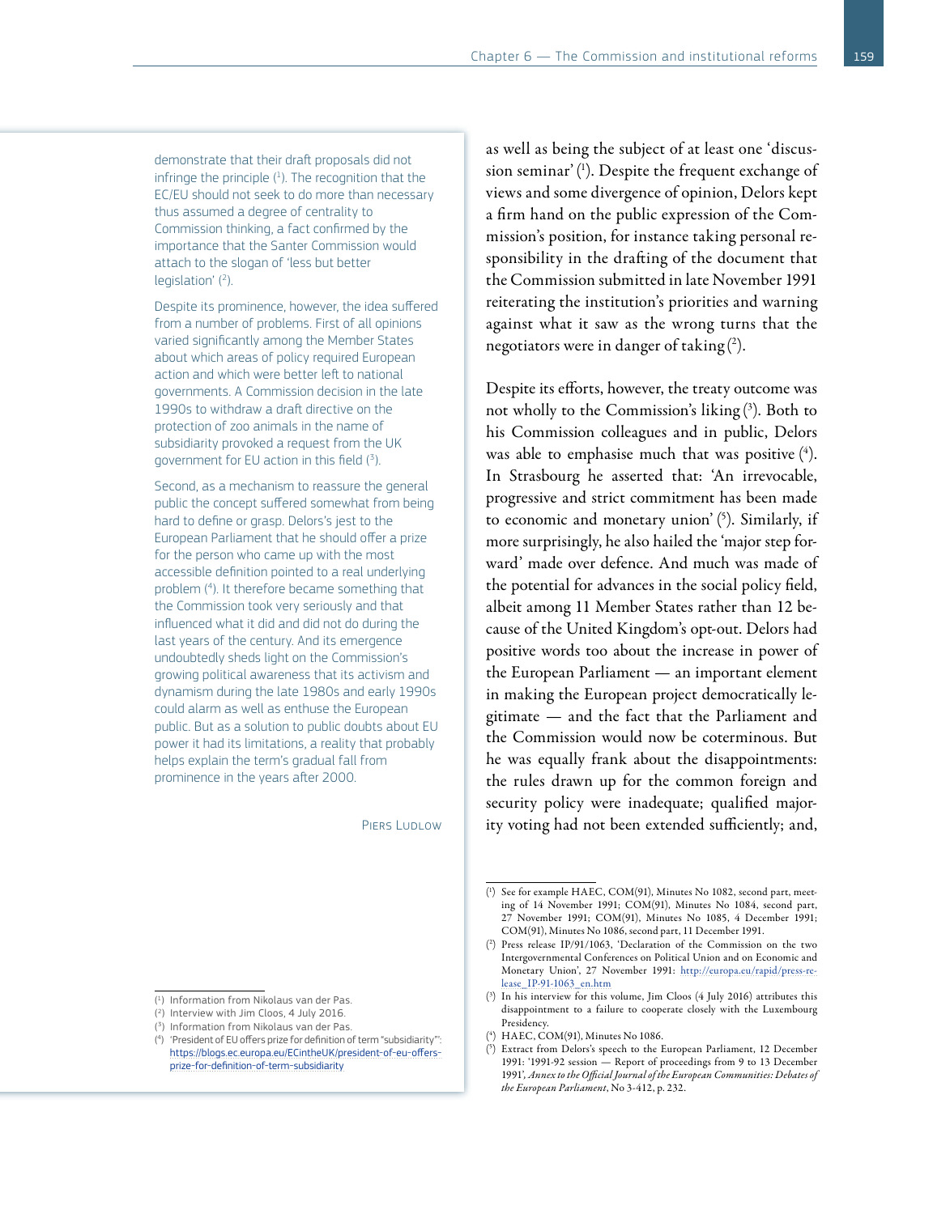demonstrate that their draft proposals did not infringe the principle [1]. The recognition that the EC/EU should not seek to do more than necessary thus assumed a degree of centrality to Commission thinking, a fact confirmed by the importance that the Santer Commission would attach to the slogan of 'less but better legislation' [2].

Despite its prominence, however, the idea suffered from a number of problems. First of all opinions varied significantly among the Member States about which areas of policy required European action and which were better left to national governments. A Commission decision in the late 1990s to withdraw a draft directive on the protection of zoo animals in the name of subsidiarity provoked a request from the UK government for EU action in this field [3].

Second, as a mechanism to reassure the general public the concept suffered somewhat from being hard to define or grasp. Delors's jest to the European Parliament that he should offer a prize for the person who came up with the most accessible definition pointed to a real underlying problem [4]. It therefore became something that the Commission took very seriously and that influenced what it did and did not do during the last years of the century. And its emergence undoubtedly sheds light on the Commission's growing political awareness that its activism and dynamism during the late 1980s and early 1990s could alarm as well as enthuse the European public. But as a solution to public doubts about EU power it had its limitations, a reality that probably helps explain the term's gradual fall from prominence in the years after 2000.

PIERS LUDLOW

(1) Information from Nikolaus van der Pas.
(2) Interview with Jim Cloos, 4 July 2016.
(3) Information from Nikolaus van der Pas.
(4) 'President of EU offers prize for definition of term "subsidiarity"': https://blogs.ec.europa.eu/ECintheUK/president-of-eu-offers-prize-for-definition-of-term-subsidiarity

as well as being the subject of at least one 'discussion seminar' [1]. Despite the frequent exchange of views and some divergence of opinion, Delors kept a firm hand on the public expression of the Commission's position, for instance taking personal responsibility in the drafting of the document that the Commission submitted in late November 1991 reiterating the institution's priorities and warning against what it saw as the wrong turns that the negotiators were in danger of taking [2].

Despite its efforts, however, the treaty outcome was not wholly to the Commission's liking [3]. Both to his Commission colleagues and in public, Delors was able to emphasise much that was positive [4]. In Strasbourg he asserted that: 'An irrevocable, progressive and strict commitment has been made to economic and monetary union' [5]. Similarly, if more surprisingly, he also hailed the 'major step forward' made over defence. And much was made of the potential for advances in the social policy field, albeit among 11 Member States rather than 12 because of the United Kingdom's opt-out. Delors had positive words too about the increase in power of the European Parliament — an important element in making the European project democratically legitimate — and the fact that the Parliament and the Commission would now be coterminous. But he was equally frank about the disappointments: the rules drawn up for the common foreign and security policy were inadequate; qualified majority voting had not been extended sufficiently; and,

(1) See for example HAEC, COM(91), Minutes No 1082, second part, meeting of 14 November 1991; COM(91), Minutes No 1084, second part, 27 November 1991; COM(91), Minutes No 1085, 4 December 1991; COM(91), Minutes No 1086, second part, 11 December 1991.
(2) Press release IP/91/1063, 'Declaration of the Commission on the two Intergovernmental Conferences on Political Union and on Economic and Monetary Union', 27 November 1991: http://europa.eu/rapid/press-release_IP-91-1063_en.htm
(3) In his interview for this volume, Jim Cloos (4 July 2016) attributes this disappointment to a failure to cooperate closely with the Luxembourg Presidency.
(4) HAEC, COM(91), Minutes No 1086.
(5) Extract from Delors's speech to the European Parliament, 12 December 1991: '1991-92 session — Report of proceedings from 9 to 13 December 1991', *Annex to the Official Journal of the European Communities: Debates of the European Parliament*, No 3-412, p. 232.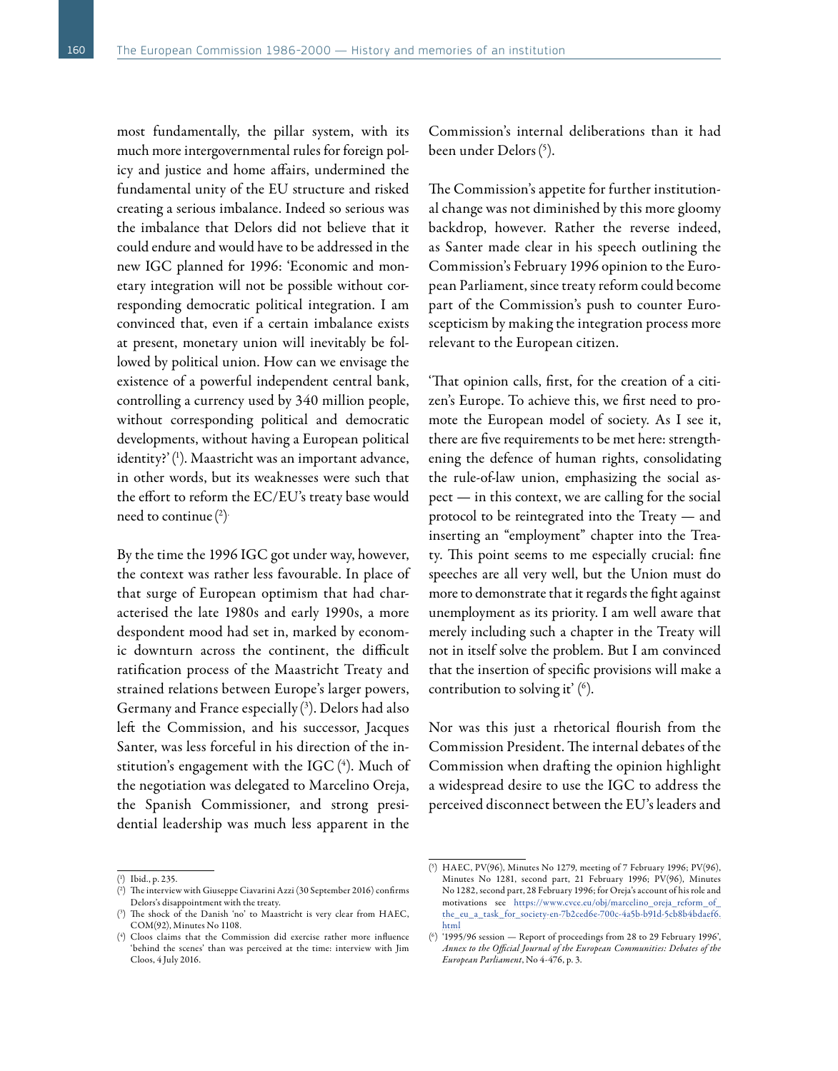most fundamentally, the pillar system, with its much more intergovernmental rules for foreign policy and justice and home affairs, undermined the fundamental unity of the EU structure and risked creating a serious imbalance. Indeed so serious was the imbalance that Delors did not believe that it could endure and would have to be addressed in the new IGC planned for 1996: 'Economic and monetary integration will not be possible without corresponding democratic political integration. I am convinced that, even if a certain imbalance exists at present, monetary union will inevitably be followed by political union. How can we envisage the existence of a powerful independent central bank, controlling a currency used by 340 million people, without corresponding political and democratic developments, without having a European political identity?' ([1]). Maastricht was an important advance, in other words, but its weaknesses were such that the effort to reform the EC/EU's treaty base would need to continue ([2]).

By the time the 1996 IGC got under way, however, the context was rather less favourable. In place of that surge of European optimism that had characterised the late 1980s and early 1990s, a more despondent mood had set in, marked by economic downturn across the continent, the difficult ratification process of the Maastricht Treaty and strained relations between Europe's larger powers, Germany and France especially ([3]). Delors had also left the Commission, and his successor, Jacques Santer, was less forceful in his direction of the institution's engagement with the IGC ([4]). Much of the negotiation was delegated to Marcelino Oreja, the Spanish Commissioner, and strong presidential leadership was much less apparent in the Commission's internal deliberations than it had been under Delors ([5]).

The Commission's appetite for further institutional change was not diminished by this more gloomy backdrop, however. Rather the reverse indeed, as Santer made clear in his speech outlining the Commission's February 1996 opinion to the European Parliament, since treaty reform could become part of the Commission's push to counter Euroscepticism by making the integration process more relevant to the European citizen.

'That opinion calls, first, for the creation of a citizen's Europe. To achieve this, we first need to promote the European model of society. As I see it, there are five requirements to be met here: strengthening the defence of human rights, consolidating the rule-of-law union, emphasizing the social aspect — in this context, we are calling for the social protocol to be reintegrated into the Treaty — and inserting an "employment" chapter into the Treaty. This point seems to me especially crucial: fine speeches are all very well, but the Union must do more to demonstrate that it regards the fight against unemployment as its priority. I am well aware that merely including such a chapter in the Treaty will not in itself solve the problem. But I am convinced that the insertion of specific provisions will make a contribution to solving it' ([6]).

Nor was this just a rhetorical flourish from the Commission President. The internal debates of the Commission when drafting the opinion highlight a widespread desire to use the IGC to address the perceived disconnect between the EU's leaders and

---

([1]) Ibid., p. 235.

([2]) The interview with Giuseppe Ciavarini Azzi (30 September 2016) confirms Delors's disappointment with the treaty.

([3]) The shock of the Danish 'no' to Maastricht is very clear from HAEC, COM(92), Minutes No 1108.

([4]) Cloos claims that the Commission did exercise rather more influence 'behind the scenes' than was perceived at the time: interview with Jim Cloos, 4 July 2016.

([5]) HAEC, PV(96), Minutes No 1279, meeting of 7 February 1996; PV(96), Minutes No 1281, second part, 21 February 1996; PV(96), Minutes No 1282, second part, 28 February 1996; for Oreja's account of his role and motivations see https://www.cvce.eu/obj/marcelino_oreja_reform_of_the_eu_a_task_for_society-en-7b2ced6e-700c-4a5b-b91d-5cb8b4daef6.html

([6]) '1995/96 session — Report of proceedings from 28 to 29 February 1996', *Annex to the Official Journal of the European Communities: Debates of the European Parliament*, No 4-476, p. 3.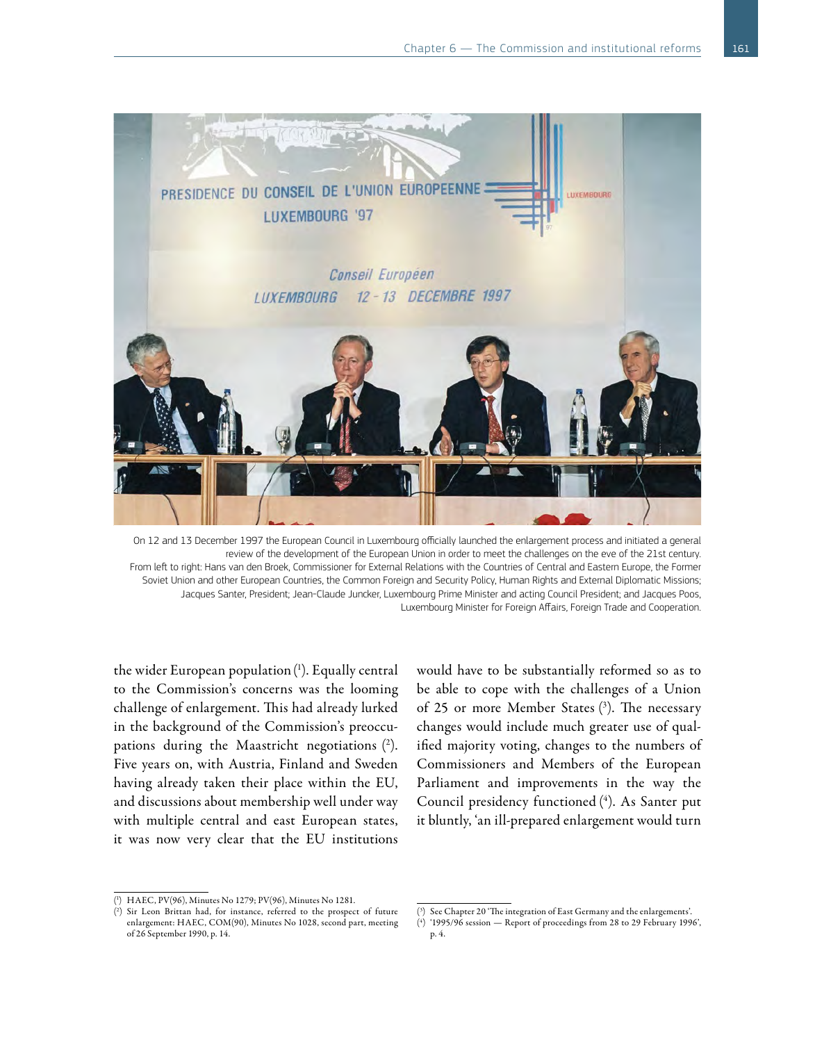On 12 and 13 December 1997 the European Council in Luxembourg officially launched the enlargement process and initiated a general review of the development of the European Union in order to meet the challenges on the eve of the 21st century.
From left to right: Hans van den Broek, Commissioner for External Relations with the Countries of Central and Eastern Europe, the Former Soviet Union and other European Countries, the Common Foreign and Security Policy, Human Rights and External Diplomatic Missions; Jacques Santer, President; Jean-Claude Juncker, Luxembourg Prime Minister and acting Council President; and Jacques Poos, Luxembourg Minister for Foreign Affairs, Foreign Trade and Cooperation.

the wider European population [1]. Equally central to the Commission's concerns was the looming challenge of enlargement. This had already lurked in the background of the Commission's preoccupations during the Maastricht negotiations [2]. Five years on, with Austria, Finland and Sweden having already taken their place within the EU, and discussions about membership well under way with multiple central and east European states, it was now very clear that the EU institutions would have to be substantially reformed so as to be able to cope with the challenges of a Union of 25 or more Member States [3]. The necessary changes would include much greater use of qualified majority voting, changes to the numbers of Commissioners and Members of the European Parliament and improvements in the way the Council presidency functioned [4]. As Santer put it bluntly, 'an ill-prepared enlargement would turn

(1) HAEC, PV(96), Minutes No 1279; PV(96), Minutes No 1281.

(2) Sir Leon Brittan had, for instance, referred to the prospect of future enlargement: HAEC, COM(90), Minutes No 1028, second part, meeting of 26 September 1990, p. 14.

(3) See Chapter 20 'The integration of East Germany and the enlargements'.

(4) '1995/96 session — Report of proceedings from 28 to 29 February 1996', p. 4.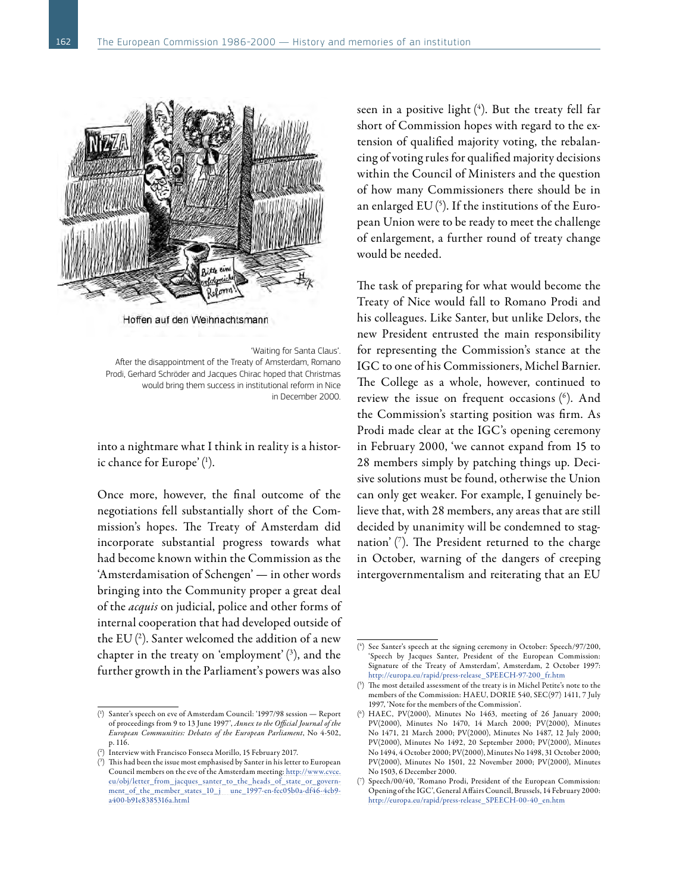Hoffen auf den Weihnachtsmann

'Waiting for Santa Claus'.
After the disappointment of the Treaty of Amsterdam, Romano Prodi, Gerhard Schröder and Jacques Chirac hoped that Christmas would bring them success in institutional reform in Nice in December 2000.

into a nightmare what I think in reality is a historic chance for Europe' [1].

Once more, however, the final outcome of the negotiations fell substantially short of the Commission's hopes. The Treaty of Amsterdam did incorporate substantial progress towards what had become known within the Commission as the 'Amsterdamisation of Schengen' — in other words bringing into the Community proper a great deal of the *acquis* on judicial, police and other forms of internal cooperation that had developed outside of the EU [2]. Santer welcomed the addition of a new chapter in the treaty on 'employment' [3], and the further growth in the Parliament's powers was also seen in a positive light [4]. But the treaty fell far short of Commission hopes with regard to the extension of qualified majority voting, the rebalancing of voting rules for qualified majority decisions within the Council of Ministers and the question of how many Commissioners there should be in an enlarged EU [5]. If the institutions of the European Union were to be ready to meet the challenge of enlargement, a further round of treaty change would be needed.

The task of preparing for what would become the Treaty of Nice would fall to Romano Prodi and his colleagues. Like Santer, but unlike Delors, the new President entrusted the main responsibility for representing the Commission's stance at the IGC to one of his Commissioners, Michel Barnier. The College as a whole, however, continued to review the issue on frequent occasions [6]. And the Commission's starting position was firm. As Prodi made clear at the IGC's opening ceremony in February 2000, 'we cannot expand from 15 to 28 members simply by patching things up. Decisive solutions must be found, otherwise the Union can only get weaker. For example, I genuinely believe that, with 28 members, any areas that are still decided by unanimity will be condemned to stagnation' [7]. The President returned to the charge in October, warning of the dangers of creeping intergovernmentalism and reiterating that an EU

---

[1] Santer's speech on eve of Amsterdam Council: '1997/98 session — Report of proceedings from 9 to 13 June 1997', *Annex to the Official Journal of the European Communities: Debates of the European Parliament*, No 4-502, p. 116.

[2] Interview with Francisco Fonseca Morillo, 15 February 2017.

[3] This had been the issue most emphasised by Santer in his letter to European Council members on the eve of the Amsterdam meeting: http://www.cvce.eu/obj/letter_from_jacques_santer_to_the_heads_of_state_or_government_of_the_member_states_10_j une_1997-en-fec05b0a-df46-4cb9-a400-b91e8385316a.html

[4] See Santer's speech at the signing ceremony in October: Speech/97/200, 'Speech by Jacques Santer, President of the European Commission: Signature of the Treaty of Amsterdam', Amsterdam, 2 October 1997: http://europa.eu/rapid/press-release_SPEECH-97-200_fr.htm

[5] The most detailed assessment of the treaty is in Michel Petite's note to the members of the Commission: HAEU, DORIE 540, SEC(97) 1411, 7 July 1997, 'Note for the members of the Commission'.

[6] HAEC, PV(2000), Minutes No 1463, meeting of 26 January 2000; PV(2000), Minutes No 1470, 14 March 2000; PV(2000), Minutes No 1471, 21 March 2000; PV(2000), Minutes No 1487, 12 July 2000; PV(2000), Minutes No 1492, 20 September 2000; PV(2000), Minutes No 1494, 4 October 2000; PV(2000), Minutes No 1498, 31 October 2000; PV(2000), Minutes No 1501, 22 November 2000; PV(2000), Minutes No 1503, 6 December 2000.

[7] Speech/00/40, 'Romano Prodi, President of the European Commission: Opening of the IGC', General Affairs Council, Brussels, 14 February 2000: http://europa.eu/rapid/press-release_SPEECH-00-40_en.htm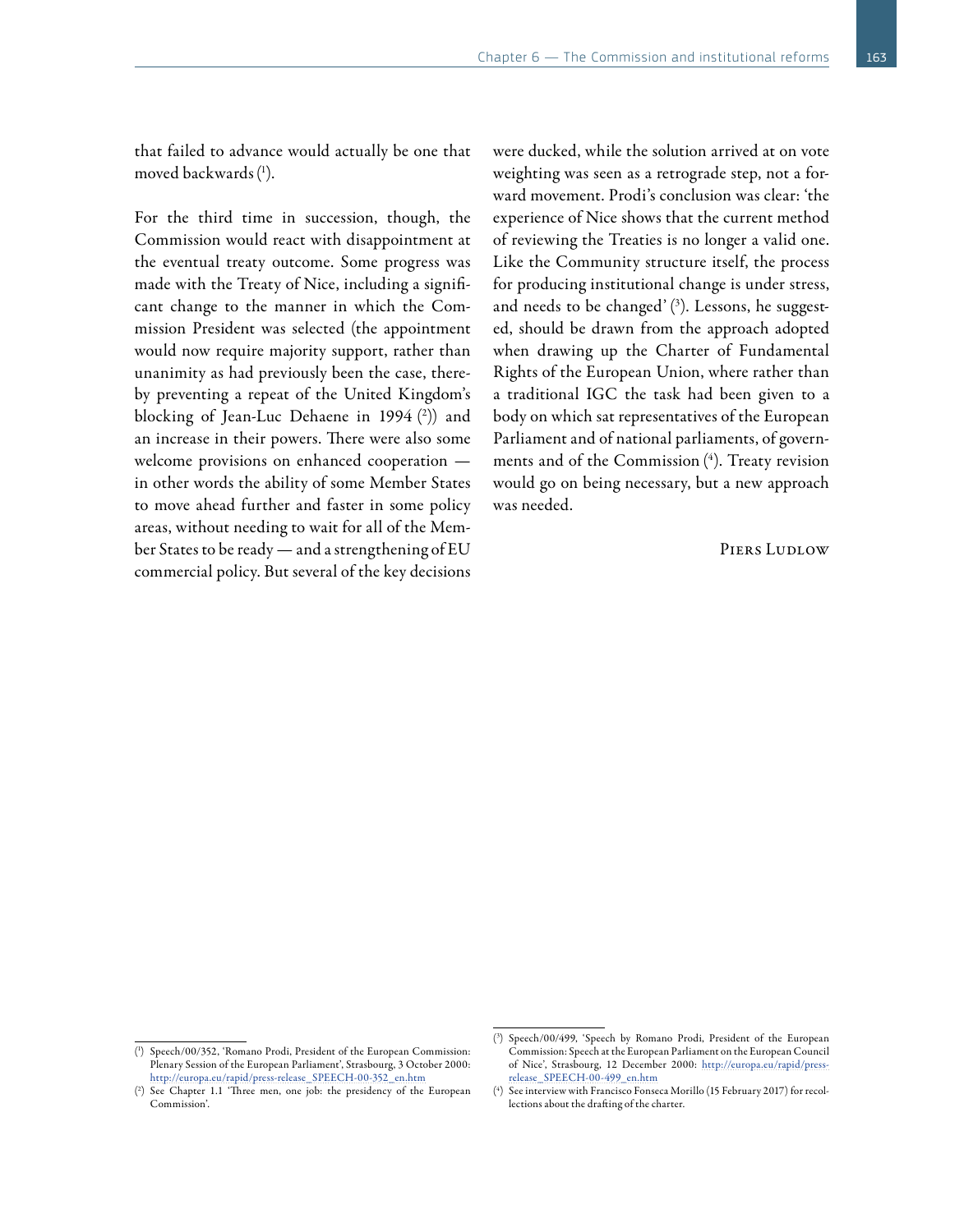that failed to advance would actually be one that moved backwards ([1]).

For the third time in succession, though, the Commission would react with disappointment at the eventual treaty outcome. Some progress was made with the Treaty of Nice, including a significant change to the manner in which the Commission President was selected (the appointment would now require majority support, rather than unanimity as had previously been the case, thereby preventing a repeat of the United Kingdom's blocking of Jean-Luc Dehaene in 1994 ([2])) and an increase in their powers. There were also some welcome provisions on enhanced cooperation — in other words the ability of some Member States to move ahead further and faster in some policy areas, without needing to wait for all of the Member States to be ready — and a strengthening of EU commercial policy. But several of the key decisions were ducked, while the solution arrived at on vote weighting was seen as a retrograde step, not a forward movement. Prodi's conclusion was clear: 'the experience of Nice shows that the current method of reviewing the Treaties is no longer a valid one. Like the Community structure itself, the process for producing institutional change is under stress, and needs to be changed' ([3]). Lessons, he suggested, should be drawn from the approach adopted when drawing up the Charter of Fundamental Rights of the European Union, where rather than a traditional IGC the task had been given to a body on which sat representatives of the European Parliament and of national parliaments, of governments and of the Commission ([4]). Treaty revision would go on being necessary, but a new approach was needed.

Piers Ludlow

---

([1]) Speech/00/352, 'Romano Prodi, President of the European Commission: Plenary Session of the European Parliament', Strasbourg, 3 October 2000: http://europa.eu/rapid/press-release_SPEECH-00-352_en.htm

([2]) See Chapter 1.1 'Three men, one job: the presidency of the European Commission'.

([3]) Speech/00/499, 'Speech by Romano Prodi, President of the European Commission: Speech at the European Parliament on the European Council of Nice', Strasbourg, 12 December 2000: http://europa.eu/rapid/press-release_SPEECH-00-499_en.htm

([4]) See interview with Francisco Fonseca Morillo (15 February 2017) for recollections about the drafting of the charter.